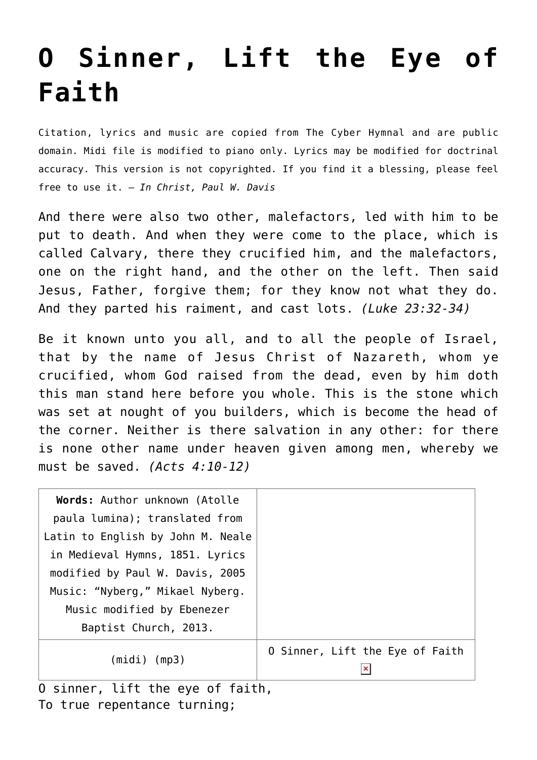# O Sinner, Lift the Eye of Faith

Citation, lyrics and music are copied from The Cyber Hymnal and are public domain. Midi file is modified to piano only. Lyrics may be modified for doctrinal accuracy. This version is not copyrighted. If you find it a blessing, please feel free to use it. – *In Christ, Paul W. Davis*

And there were also two other, malefactors, led with him to be put to death. And when they were come to the place, which is called Calvary, there they crucified him, and the malefactors, one on the right hand, and the other on the left. Then said Jesus, Father, forgive them; for they know not what they do. And they parted his raiment, and cast lots. *(Luke 23:32-34)*

Be it known unto you all, and to all the people of Israel, that by the name of Jesus Christ of Nazareth, whom ye crucified, whom God raised from the dead, even by him doth this man stand here before you whole. This is the stone which was set at nought of you builders, which is become the head of the corner. Neither is there salvation in any other: for there is none other name under heaven given among men, whereby we must be saved. *(Acts 4:10-12)*

| **Words:** Author unknown (Atolle paula lumina); translated from Latin to English by John M. Neale in Medieval Hymns, 1851. Lyrics modified by Paul W. Davis, 2005 Music: "Nyberg," Mikael Nyberg. Music modified by Ebenezer Baptist Church, 2013. | |
|---|---|
| (midi) (mp3) | O Sinner, Lift the Eye of Faith |

O sinner, lift the eye of faith,
To true repentance turning;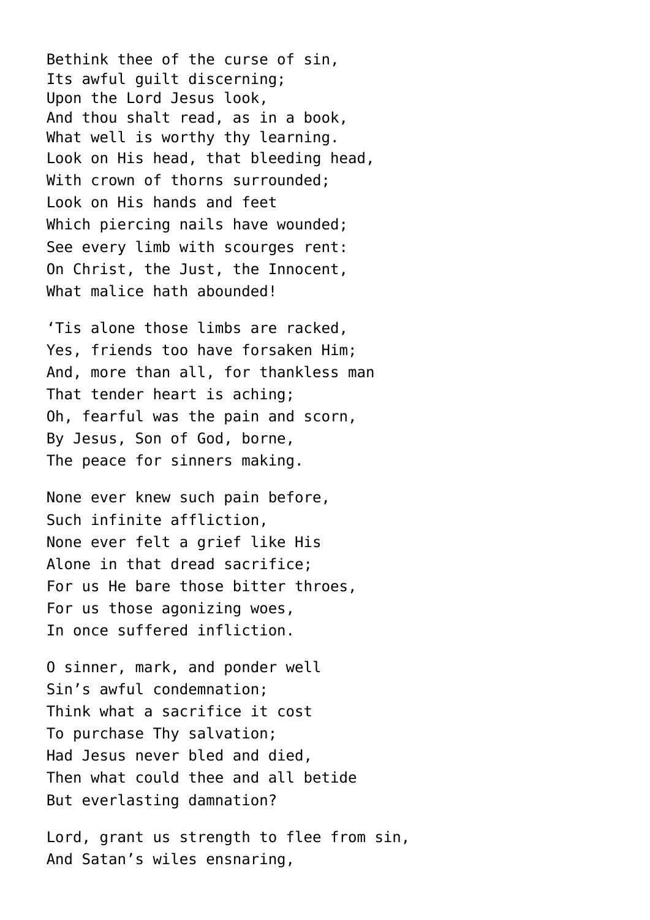Bethink thee of the curse of sin,  
Its awful guilt discerning;  
Upon the Lord Jesus look,  
And thou shalt read, as in a book,  
What well is worthy thy learning.  
Look on His head, that bleeding head,  
With crown of thorns surrounded;  
Look on His hands and feet  
Which piercing nails have wounded;  
See every limb with scourges rent:  
On Christ, the Just, the Innocent,  
What malice hath abounded!

'Tis alone those limbs are racked,  
Yes, friends too have forsaken Him;  
And, more than all, for thankless man  
That tender heart is aching;  
Oh, fearful was the pain and scorn,  
By Jesus, Son of God, borne,  
The peace for sinners making.

None ever knew such pain before,  
Such infinite affliction,  
None ever felt a grief like His  
Alone in that dread sacrifice;  
For us He bare those bitter throes,  
For us those agonizing woes,  
In once suffered infliction.

O sinner, mark, and ponder well  
Sin's awful condemnation;  
Think what a sacrifice it cost  
To purchase Thy salvation;  
Had Jesus never bled and died,  
Then what could thee and all betide  
But everlasting damnation?

Lord, grant us strength to flee from sin,  
And Satan's wiles ensnaring,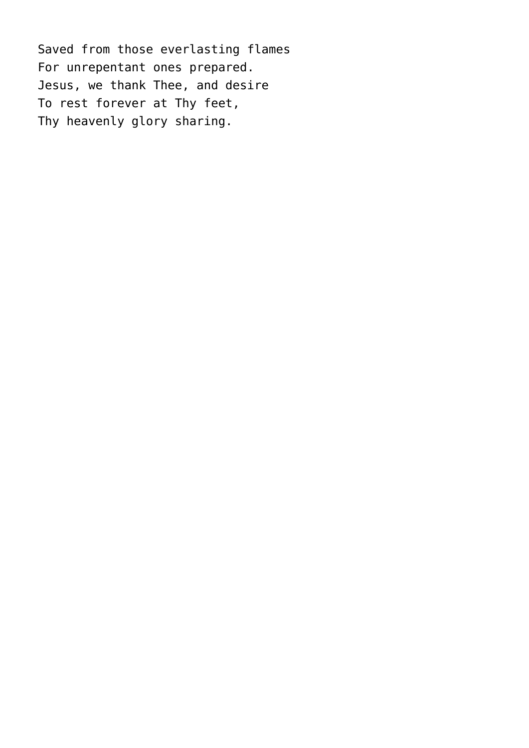Saved from those everlasting flames
For unrepentant ones prepared.
Jesus, we thank Thee, and desire
To rest forever at Thy feet,
Thy heavenly glory sharing.